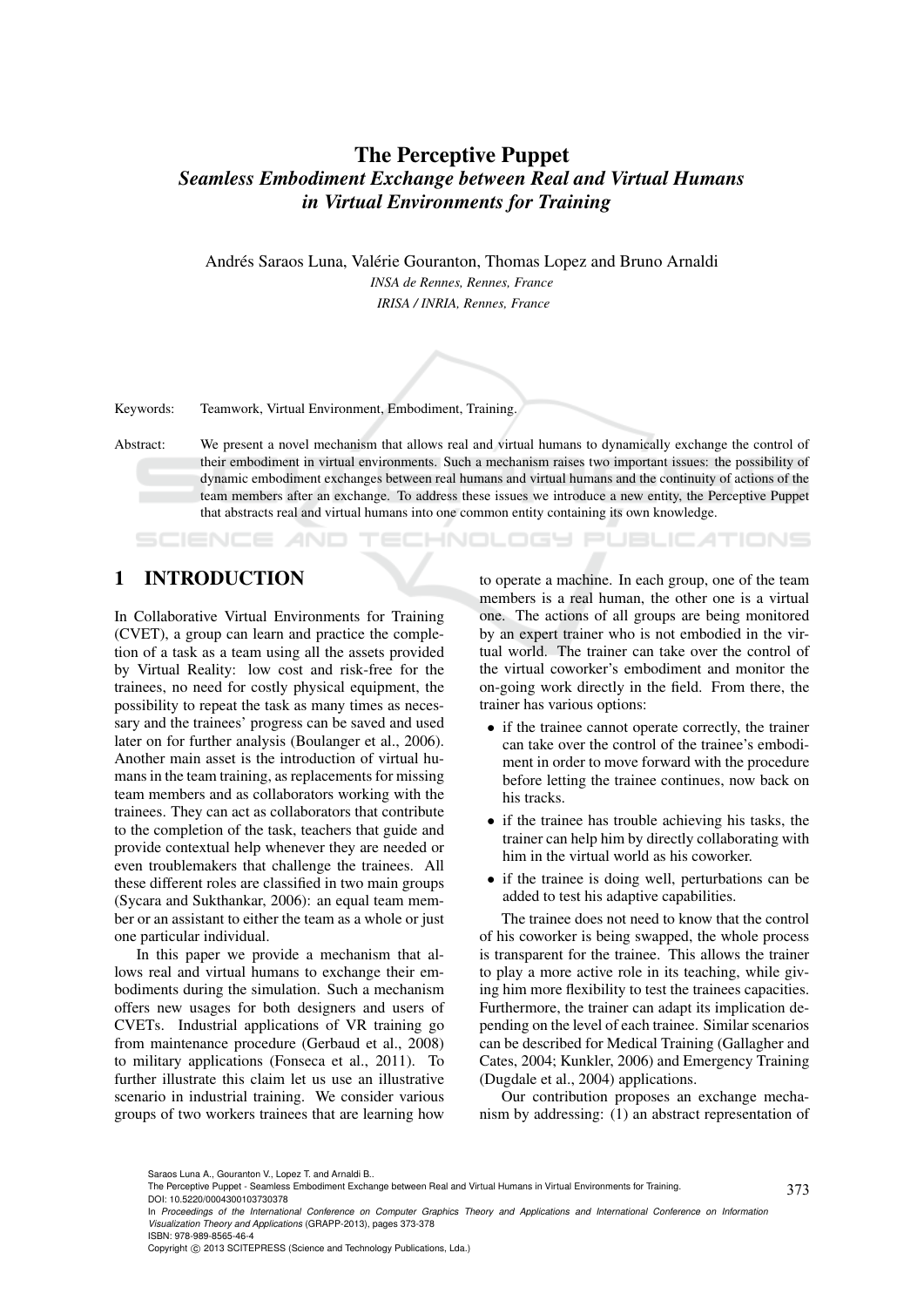# The Perceptive Puppet

## *Seamless Embodiment Exchange between Real and Virtual Humans in Virtual Environments for Training*

Andrés Saraos Luna, Valérie Gouranton, Thomas Lopez and Bruno Arnaldi

*INSA de Rennes, Rennes, France*

*IRISA / INRIA, Rennes, France*

Keywords: Teamwork, Virtual Environment, Embodiment, Training.

Abstract: We present a novel mechanism that allows real and virtual humans to dynamically exchange the control of their embodiment in virtual environments. Such a mechanism raises two important issues: the possibility of dynamic embodiment exchanges between real humans and virtual humans and the continuity of actions of the team members after an exchange. To address these issues we introduce a new entity, the Perceptive Puppet that abstracts real and virtual humans into one common entity containing its own knowledge.

## 1 INTRODUCTION

In Collaborative Virtual Environments for Training (CVET), a group can learn and practice the completion of a task as a team using all the assets provided by Virtual Reality: low cost and risk-free for the trainees, no need for costly physical equipment, the possibility to repeat the task as many times as necessary and the trainees' progress can be saved and used later on for further analysis (Boulanger et al., 2006). Another main asset is the introduction of virtual humans in the team training, as replacements for missing team members and as collaborators working with the trainees. They can act as collaborators that contribute to the completion of the task, teachers that guide and provide contextual help whenever they are needed or even troublemakers that challenge the trainees. All these different roles are classified in two main groups (Sycara and Sukthankar, 2006): an equal team member or an assistant to either the team as a whole or just one particular individual.

In this paper we provide a mechanism that allows real and virtual humans to exchange their embodiments during the simulation. Such a mechanism offers new usages for both designers and users of CVETs. Industrial applications of VR training go from maintenance procedure (Gerbaud et al., 2008) to military applications (Fonseca et al., 2011). To further illustrate this claim let us use an illustrative scenario in industrial training. We consider various groups of two workers trainees that are learning how to operate a machine. In each group, one of the team members is a real human, the other one is a virtual one. The actions of all groups are being monitored by an expert trainer who is not embodied in the virtual world. The trainer can take over the control of the virtual coworker's embodiment and monitor the on-going work directly in the field. From there, the trainer has various options:

- if the trainee cannot operate correctly, the trainer can take over the control of the trainee's embodiment in order to move forward with the procedure before letting the trainee continues, now back on his tracks.
- if the trainee has trouble achieving his tasks, the trainer can help him by directly collaborating with him in the virtual world as his coworker.
- if the trainee is doing well, perturbations can be added to test his adaptive capabilities.

The trainee does not need to know that the control of his coworker is being swapped, the whole process is transparent for the trainee. This allows the trainer to play a more active role in its teaching, while giving him more flexibility to test the trainees capacities. Furthermore, the trainer can adapt its implication depending on the level of each trainee. Similar scenarios can be described for Medical Training (Gallagher and Cates, 2004; Kunkler, 2006) and Emergency Training (Dugdale et al., 2004) applications.

Our contribution proposes an exchange mechanism by addressing: (1) an abstract representation of

Saraos Luna A., Gouranton V., Lopez T. and Arnaldi B..
The Perceptive Puppet - Seamless Embodiment Exchange between Real and Virtual Humans in Virtual Environments for Training.
DOI: 10.5220/0004300103730378
In *Proceedings of the International Conference on Computer Graphics Theory and Applications and International Conference on Information Visualization Theory and Applications* (GRAPP-2013), pages 373-378
ISBN: 978-989-8565-46-4
Copyright © 2013 SCITEPRESS (Science and Technology Publications, Lda.)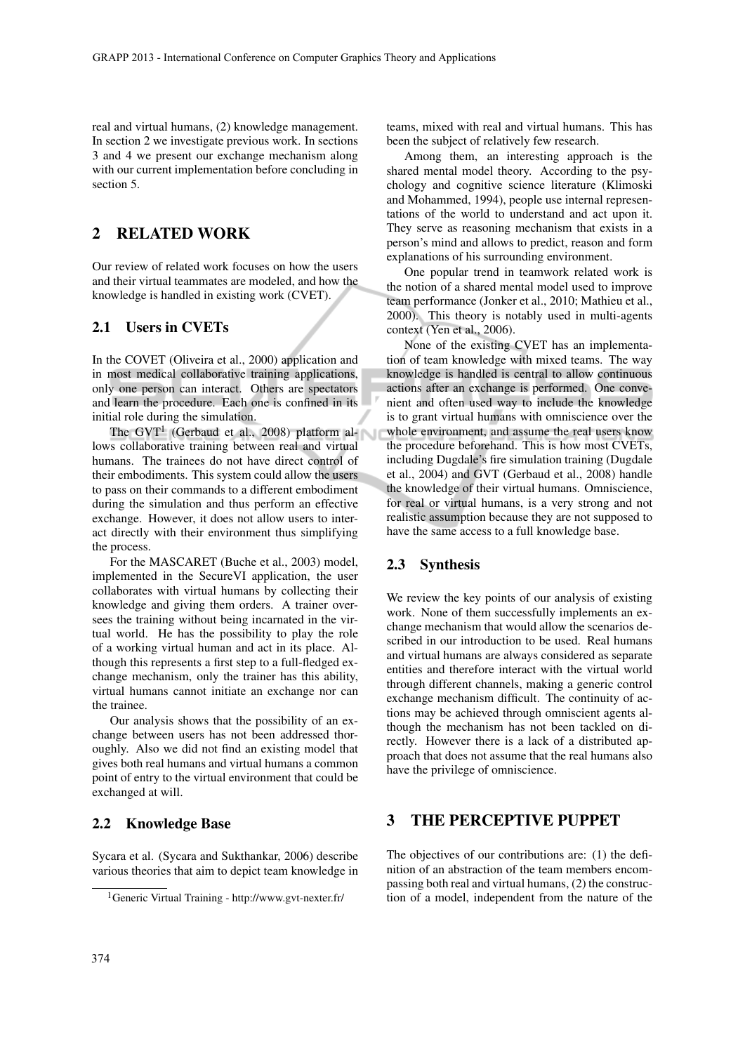real and virtual humans, (2) knowledge management. In section 2 we investigate previous work. In sections 3 and 4 we present our exchange mechanism along with our current implementation before concluding in section 5.

## 2 RELATED WORK

Our review of related work focuses on how the users and their virtual teammates are modeled, and how the knowledge is handled in existing work (CVET).

### 2.1 Users in CVETs

In the COVET (Oliveira et al., 2000) application and in most medical collaborative training applications, only one person can interact. Others are spectators and learn the procedure. Each one is confined in its initial role during the simulation.

The GVT[1] (Gerbaud et al., 2008) platform allows collaborative training between real and virtual humans. The trainees do not have direct control of their embodiments. This system could allow the users to pass on their commands to a different embodiment during the simulation and thus perform an effective exchange. However, it does not allow users to interact directly with their environment thus simplifying the process.

For the MASCARET (Buche et al., 2003) model, implemented in the SecureVI application, the user collaborates with virtual humans by collecting their knowledge and giving them orders. A trainer oversees the training without being incarnated in the virtual world. He has the possibility to play the role of a working virtual human and act in its place. Although this represents a first step to a full-fledged exchange mechanism, only the trainer has this ability, virtual humans cannot initiate an exchange nor can the trainee.

Our analysis shows that the possibility of an exchange between users has not been addressed thoroughly. Also we did not find an existing model that gives both real humans and virtual humans a common point of entry to the virtual environment that could be exchanged at will.

### 2.2 Knowledge Base

Sycara et al. (Sycara and Sukthankar, 2006) describe various theories that aim to depict team knowledge in teams, mixed with real and virtual humans. This has been the subject of relatively few research.

Among them, an interesting approach is the shared mental model theory. According to the psychology and cognitive science literature (Klimoski and Mohammed, 1994), people use internal representations of the world to understand and act upon it. They serve as reasoning mechanism that exists in a person's mind and allows to predict, reason and form explanations of his surrounding environment.

One popular trend in teamwork related work is the notion of a shared mental model used to improve team performance (Jonker et al., 2010; Mathieu et al., 2000). This theory is notably used in multi-agents context (Yen et al., 2006).

None of the existing CVET has an implementation of team knowledge with mixed teams. The way knowledge is handled is central to allow continuous actions after an exchange is performed. One convenient and often used way to include the knowledge is to grant virtual humans with omniscience over the whole environment, and assume the real users know the procedure beforehand. This is how most CVETs, including Dugdale's fire simulation training (Dugdale et al., 2004) and GVT (Gerbaud et al., 2008) handle the knowledge of their virtual humans. Omniscience, for real or virtual humans, is a very strong and not realistic assumption because they are not supposed to have the same access to a full knowledge base.

### 2.3 Synthesis

We review the key points of our analysis of existing work. None of them successfully implements an exchange mechanism that would allow the scenarios described in our introduction to be used. Real humans and virtual humans are always considered as separate entities and therefore interact with the virtual world through different channels, making a generic control exchange mechanism difficult. The continuity of actions may be achieved through omniscient agents although the mechanism has not been tackled on directly. However there is a lack of a distributed approach that does not assume that the real humans also have the privilege of omniscience.

## 3 THE PERCEPTIVE PUPPET

The objectives of our contributions are: (1) the definition of an abstraction of the team members encompassing both real and virtual humans, (2) the construction of a model, independent from the nature of the

[1] Generic Virtual Training - http://www.gvt-nexter.fr/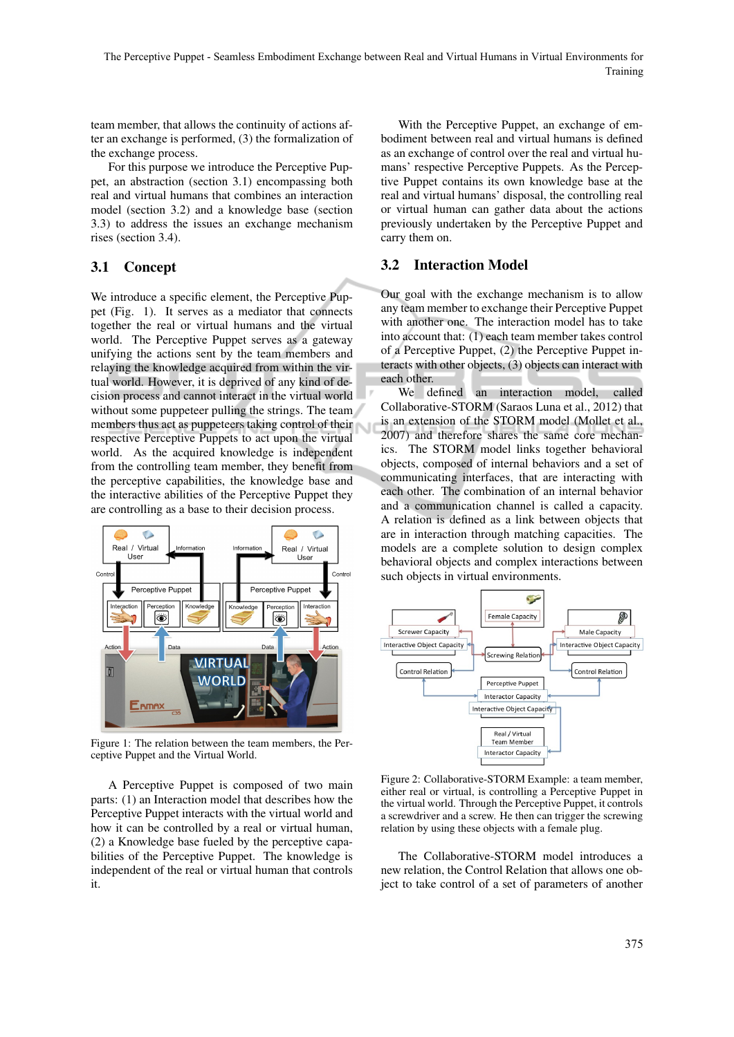team member, that allows the continuity of actions after an exchange is performed, (3) the formalization of the exchange process.

For this purpose we introduce the Perceptive Puppet, an abstraction (section 3.1) encompassing both real and virtual humans that combines an interaction model (section 3.2) and a knowledge base (section 3.3) to address the issues an exchange mechanism rises (section 3.4).

## 3.1 Concept

We introduce a specific element, the Perceptive Puppet (Fig. 1). It serves as a mediator that connects together the real or virtual humans and the virtual world. The Perceptive Puppet serves as a gateway unifying the actions sent by the team members and relaying the knowledge acquired from within the virtual world. However, it is deprived of any kind of decision process and cannot interact in the virtual world without some puppeteer pulling the strings. The team members thus act as puppeteers taking control of their respective Perceptive Puppets to act upon the virtual world. As the acquired knowledge is independent from the controlling team member, they benefit from the perceptive capabilities, the knowledge base and the interactive abilities of the Perceptive Puppet they are controlling as a base to their decision process.

Figure 1: The relation between the team members, the Perceptive Puppet and the Virtual World.

A Perceptive Puppet is composed of two main parts: (1) an Interaction model that describes how the Perceptive Puppet interacts with the virtual world and how it can be controlled by a real or virtual human, (2) a Knowledge base fueled by the perceptive capabilities of the Perceptive Puppet. The knowledge is independent of the real or virtual human that controls it.

With the Perceptive Puppet, an exchange of embodiment between real and virtual humans is defined as an exchange of control over the real and virtual humans' respective Perceptive Puppets. As the Perceptive Puppet contains its own knowledge base at the real and virtual humans' disposal, the controlling real or virtual human can gather data about the actions previously undertaken by the Perceptive Puppet and carry them on.

## 3.2 Interaction Model

Our goal with the exchange mechanism is to allow any team member to exchange their Perceptive Puppet with another one. The interaction model has to take into account that: (1) each team member takes control of a Perceptive Puppet, (2) the Perceptive Puppet interacts with other objects, (3) objects can interact with each other.

We defined an interaction model, called Collaborative-STORM (Saraos Luna et al., 2012) that is an extension of the STORM model (Mollet et al., 2007) and therefore shares the same core mechanics. The STORM model links together behavioral objects, composed of internal behaviors and a set of communicating interfaces, that are interacting with each other. The combination of an internal behavior and a communication channel is called a capacity. A relation is defined as a link between objects that are in interaction through matching capacities. The models are a complete solution to design complex behavioral objects and complex interactions between such objects in virtual environments.

Figure 2: Collaborative-STORM Example: a team member, either real or virtual, is controlling a Perceptive Puppet in the virtual world. Through the Perceptive Puppet, it controls a screwdriver and a screw. He then can trigger the screwing relation by using these objects with a female plug.

The Collaborative-STORM model introduces a new relation, the Control Relation that allows one object to take control of a set of parameters of another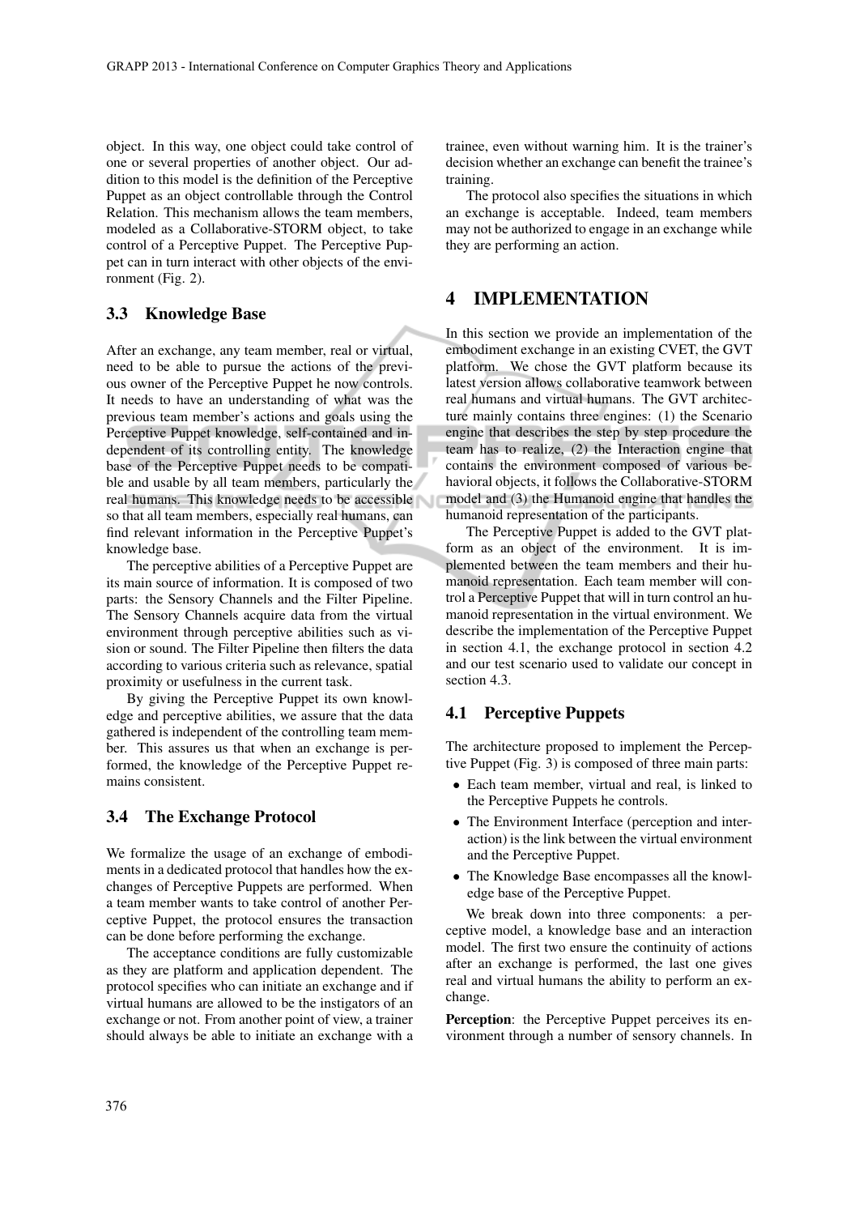object. In this way, one object could take control of one or several properties of another object. Our addition to this model is the definition of the Perceptive Puppet as an object controllable through the Control Relation. This mechanism allows the team members, modeled as a Collaborative-STORM object, to take control of a Perceptive Puppet. The Perceptive Puppet can in turn interact with other objects of the environment (Fig. 2).

### 3.3 Knowledge Base

After an exchange, any team member, real or virtual, need to be able to pursue the actions of the previous owner of the Perceptive Puppet he now controls. It needs to have an understanding of what was the previous team member's actions and goals using the Perceptive Puppet knowledge, self-contained and independent of its controlling entity. The knowledge base of the Perceptive Puppet needs to be compatible and usable by all team members, particularly the real humans. This knowledge needs to be accessible so that all team members, especially real humans, can find relevant information in the Perceptive Puppet's knowledge base.

The perceptive abilities of a Perceptive Puppet are its main source of information. It is composed of two parts: the Sensory Channels and the Filter Pipeline. The Sensory Channels acquire data from the virtual environment through perceptive abilities such as vision or sound. The Filter Pipeline then filters the data according to various criteria such as relevance, spatial proximity or usefulness in the current task.

By giving the Perceptive Puppet its own knowledge and perceptive abilities, we assure that the data gathered is independent of the controlling team member. This assures us that when an exchange is performed, the knowledge of the Perceptive Puppet remains consistent.

### 3.4 The Exchange Protocol

We formalize the usage of an exchange of embodiments in a dedicated protocol that handles how the exchanges of Perceptive Puppets are performed. When a team member wants to take control of another Perceptive Puppet, the protocol ensures the transaction can be done before performing the exchange.

The acceptance conditions are fully customizable as they are platform and application dependent. The protocol specifies who can initiate an exchange and if virtual humans are allowed to be the instigators of an exchange or not. From another point of view, a trainer should always be able to initiate an exchange with a trainee, even without warning him. It is the trainer's decision whether an exchange can benefit the trainee's training.

The protocol also specifies the situations in which an exchange is acceptable. Indeed, team members may not be authorized to engage in an exchange while they are performing an action.

## 4 IMPLEMENTATION

In this section we provide an implementation of the embodiment exchange in an existing CVET, the GVT platform. We chose the GVT platform because its latest version allows collaborative teamwork between real humans and virtual humans. The GVT architecture mainly contains three engines: (1) the Scenario engine that describes the step by step procedure the team has to realize, (2) the Interaction engine that contains the environment composed of various behavioral objects, it follows the Collaborative-STORM model and (3) the Humanoid engine that handles the humanoid representation of the participants.

The Perceptive Puppet is added to the GVT platform as an object of the environment. It is implemented between the team members and their humanoid representation. Each team member will control a Perceptive Puppet that will in turn control an humanoid representation in the virtual environment. We describe the implementation of the Perceptive Puppet in section 4.1, the exchange protocol in section 4.2 and our test scenario used to validate our concept in section 4.3.

### 4.1 Perceptive Puppets

The architecture proposed to implement the Perceptive Puppet (Fig. 3) is composed of three main parts:

- Each team member, virtual and real, is linked to the Perceptive Puppets he controls.
- The Environment Interface (perception and interaction) is the link between the virtual environment and the Perceptive Puppet.
- The Knowledge Base encompasses all the knowledge base of the Perceptive Puppet.

We break down into three components: a perceptive model, a knowledge base and an interaction model. The first two ensure the continuity of actions after an exchange is performed, the last one gives real and virtual humans the ability to perform an exchange.

**Perception**: the Perceptive Puppet perceives its environment through a number of sensory channels. In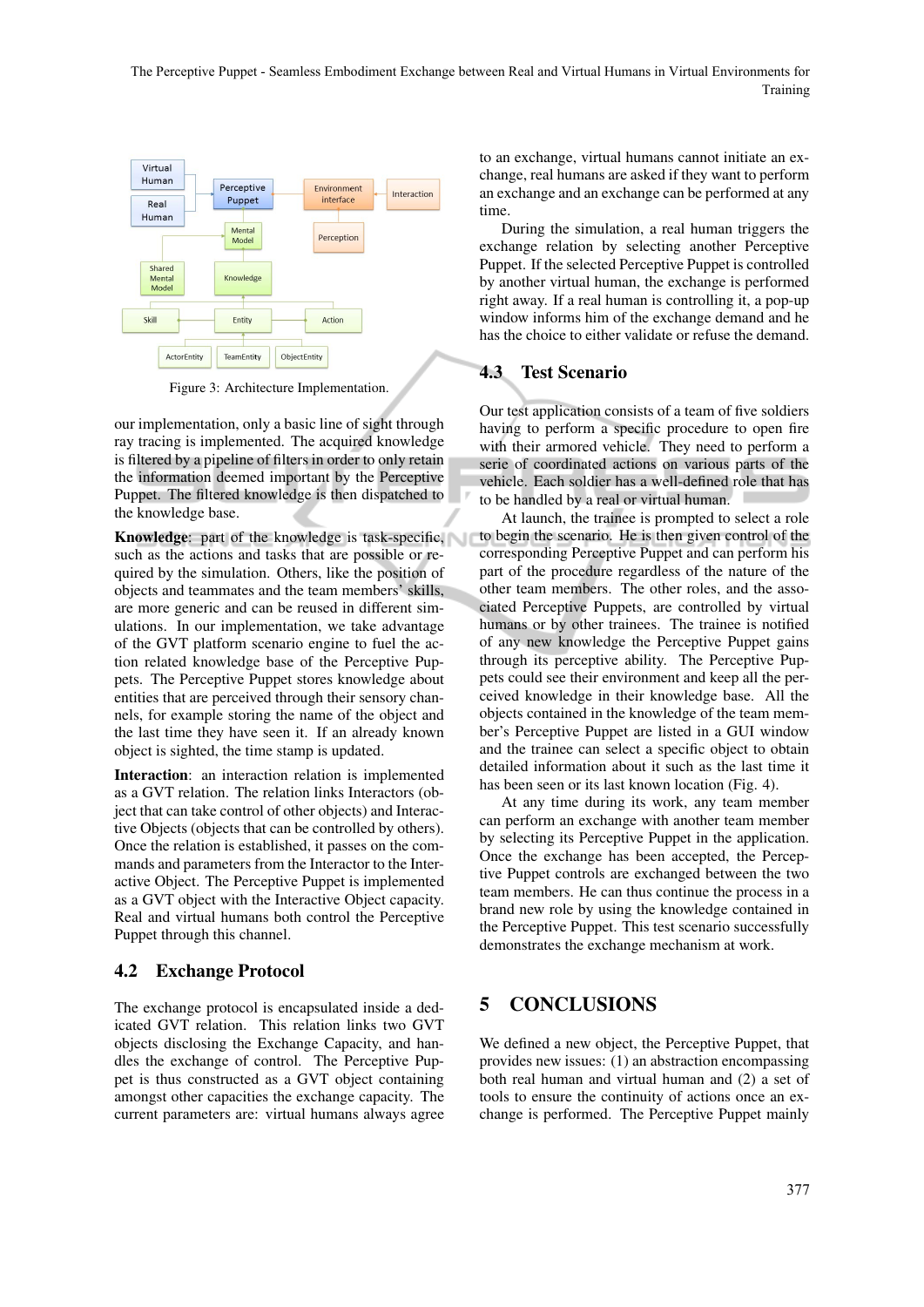Figure 3: Architecture Implementation.

our implementation, only a basic line of sight through ray tracing is implemented. The acquired knowledge is filtered by a pipeline of filters in order to only retain the information deemed important by the Perceptive Puppet. The filtered knowledge is then dispatched to the knowledge base.

**Knowledge**: part of the knowledge is task-specific, such as the actions and tasks that are possible or required by the simulation. Others, like the position of objects and teammates and the team members' skills, are more generic and can be reused in different simulations. In our implementation, we take advantage of the GVT platform scenario engine to fuel the action related knowledge base of the Perceptive Puppets. The Perceptive Puppet stores knowledge about entities that are perceived through their sensory channels, for example storing the name of the object and the last time they have seen it. If an already known object is sighted, the time stamp is updated.

**Interaction**: an interaction relation is implemented as a GVT relation. The relation links Interactors (object that can take control of other objects) and Interactive Objects (objects that can be controlled by others). Once the relation is established, it passes on the commands and parameters from the Interactor to the Interactive Object. The Perceptive Puppet is implemented as a GVT object with the Interactive Object capacity. Real and virtual humans both control the Perceptive Puppet through this channel.

## 4.2 Exchange Protocol

The exchange protocol is encapsulated inside a dedicated GVT relation. This relation links two GVT objects disclosing the Exchange Capacity, and handles the exchange of control. The Perceptive Puppet is thus constructed as a GVT object containing amongst other capacities the exchange capacity. The current parameters are: virtual humans always agree to an exchange, virtual humans cannot initiate an exchange, real humans are asked if they want to perform an exchange and an exchange can be performed at any time.

During the simulation, a real human triggers the exchange relation by selecting another Perceptive Puppet. If the selected Perceptive Puppet is controlled by another virtual human, the exchange is performed right away. If a real human is controlling it, a pop-up window informs him of the exchange demand and he has the choice to either validate or refuse the demand.

## 4.3 Test Scenario

Our test application consists of a team of five soldiers having to perform a specific procedure to open fire with their armored vehicle. They need to perform a serie of coordinated actions on various parts of the vehicle. Each soldier has a well-defined role that has to be handled by a real or virtual human.

At launch, the trainee is prompted to select a role to begin the scenario. He is then given control of the corresponding Perceptive Puppet and can perform his part of the procedure regardless of the nature of the other team members. The other roles, and the associated Perceptive Puppets, are controlled by virtual humans or by other trainees. The trainee is notified of any new knowledge the Perceptive Puppet gains through its perceptive ability. The Perceptive Puppets could see their environment and keep all the perceived knowledge in their knowledge base. All the objects contained in the knowledge of the team member's Perceptive Puppet are listed in a GUI window and the trainee can select a specific object to obtain detailed information about it such as the last time it has been seen or its last known location (Fig. 4).

At any time during its work, any team member can perform an exchange with another team member by selecting its Perceptive Puppet in the application. Once the exchange has been accepted, the Perceptive Puppet controls are exchanged between the two team members. He can thus continue the process in a brand new role by using the knowledge contained in the Perceptive Puppet. This test scenario successfully demonstrates the exchange mechanism at work.

# 5 CONCLUSIONS

We defined a new object, the Perceptive Puppet, that provides new issues: (1) an abstraction encompassing both real human and virtual human and (2) a set of tools to ensure the continuity of actions once an exchange is performed. The Perceptive Puppet mainly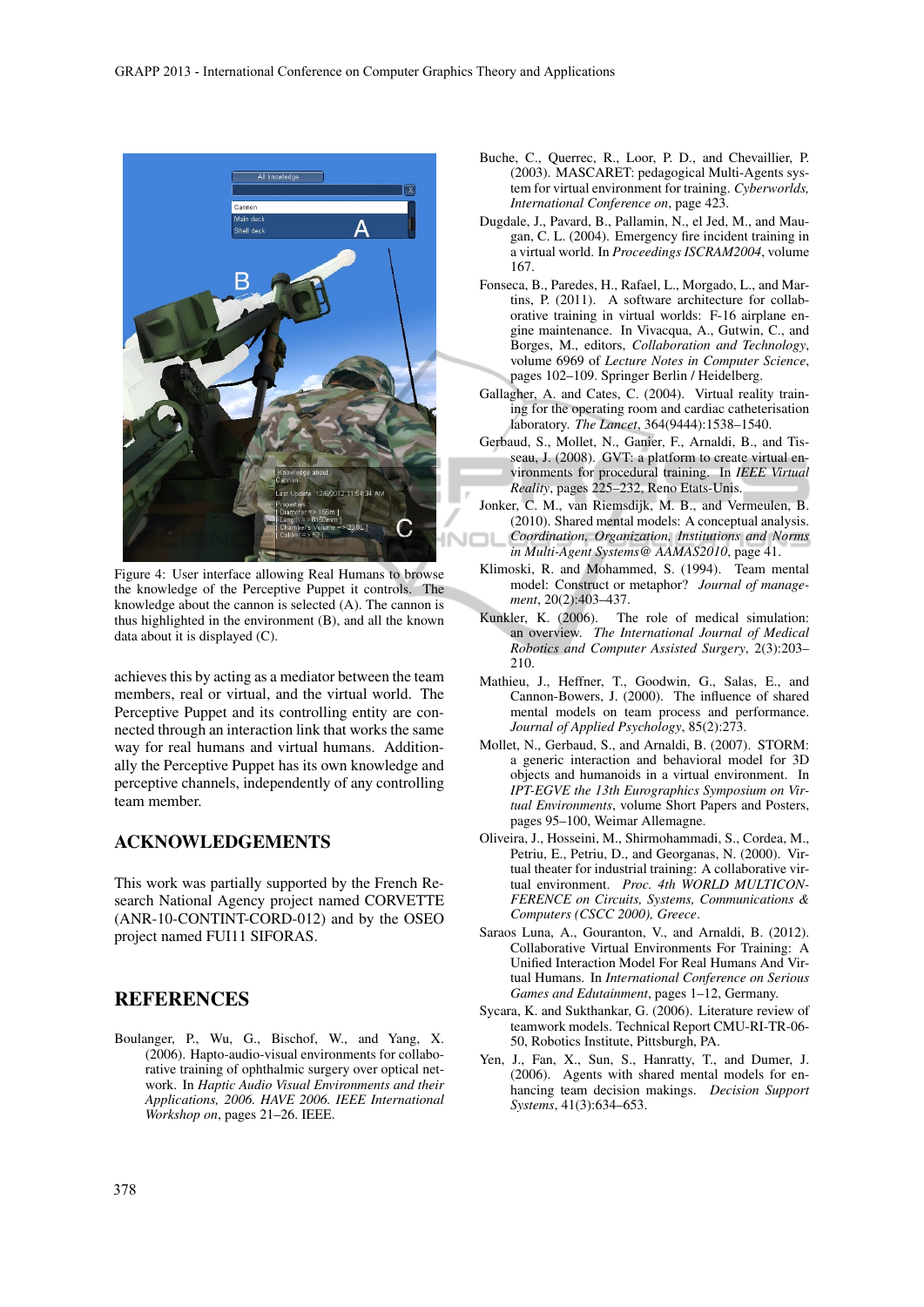Figure 4: User interface allowing Real Humans to browse the knowledge of the Perceptive Puppet it controls. The knowledge about the cannon is selected (A). The cannon is thus highlighted in the environment (B), and all the known data about it is displayed (C).

achieves this by acting as a mediator between the team members, real or virtual, and the virtual world. The Perceptive Puppet and its controlling entity are connected through an interaction link that works the same way for real humans and virtual humans. Additionally the Perceptive Puppet has its own knowledge and perceptive channels, independently of any controlling team member.

## ACKNOWLEDGEMENTS

This work was partially supported by the French Research National Agency project named CORVETTE (ANR-10-CONTINT-CORD-012) and by the OSEO project named FUI11 SIFORAS.

## REFERENCES

Boulanger, P., Wu, G., Bischof, W., and Yang, X. (2006). Hapto-audio-visual environments for collaborative training of ophthalmic surgery over optical network. In *Haptic Audio Visual Environments and their Applications, 2006. HAVE 2006. IEEE International Workshop on*, pages 21–26. IEEE.

Buche, C., Querrec, R., Loor, P. D., and Chevaillier, P. (2003). MASCARET: pedagogical Multi-Agents system for virtual environment for training. *Cyberworlds, International Conference on*, page 423.

Dugdale, J., Pavard, B., Pallamin, N., el Jed, M., and Maugan, C. L. (2004). Emergency fire incident training in a virtual world. In *Proceedings ISCRAM2004*, volume 167.

Fonseca, B., Paredes, H., Rafael, L., Morgado, L., and Martins, P. (2011). A software architecture for collaborative training in virtual worlds: F-16 airplane engine maintenance. In Vivacqua, A., Gutwin, C., and Borges, M., editors, *Collaboration and Technology*, volume 6969 of *Lecture Notes in Computer Science*, pages 102–109. Springer Berlin / Heidelberg.

Gallagher, A. and Cates, C. (2004). Virtual reality training for the operating room and cardiac catheterisation laboratory. *The Lancet*, 364(9444):1538–1540.

Gerbaud, S., Mollet, N., Ganier, F., Arnaldi, B., and Tisseau, J. (2008). GVT: a platform to create virtual environments for procedural training. In *IEEE Virtual Reality*, pages 225–232, Reno Etats-Unis.

Jonker, C. M., van Riemsdijk, M. B., and Vermeulen, B. (2010). Shared mental models: A conceptual analysis. *Coordination, Organization, Institutions and Norms in Multi-Agent Systems@ AAMAS2010*, page 41.

Klimoski, R. and Mohammed, S. (1994). Team mental model: Construct or metaphor? *Journal of management*, 20(2):403–437.

Kunkler, K. (2006). The role of medical simulation: an overview. *The International Journal of Medical Robotics and Computer Assisted Surgery*, 2(3):203–210.

Mathieu, J., Heffner, T., Goodwin, G., Salas, E., and Cannon-Bowers, J. (2000). The influence of shared mental models on team process and performance. *Journal of Applied Psychology*, 85(2):273.

Mollet, N., Gerbaud, S., and Arnaldi, B. (2007). STORM: a generic interaction and behavioral model for 3D objects and humanoids in a virtual environment. In *IPT-EGVE the 13th Eurographics Symposium on Virtual Environments*, volume Short Papers and Posters, pages 95–100, Weimar Allemagne.

Oliveira, J., Hosseini, M., Shirmohammadi, S., Cordea, M., Petriu, E., Petriu, D., and Georganas, N. (2000). Virtual theater for industrial training: A collaborative virtual environment. *Proc. 4th WORLD MULTICONFERENCE on Circuits, Systems, Communications & Computers (CSCC 2000), Greece*.

Saraos Luna, A., Gouranton, V., and Arnaldi, B. (2012). Collaborative Virtual Environments For Training: A Unified Interaction Model For Real Humans And Virtual Humans. In *International Conference on Serious Games and Edutainment*, pages 1–12, Germany.

Sycara, K. and Sukthankar, G. (2006). Literature review of teamwork models. Technical Report CMU-RI-TR-06-50, Robotics Institute, Pittsburgh, PA.

Yen, J., Fan, X., Sun, S., Hanratty, T., and Dumer, J. (2006). Agents with shared mental models for enhancing team decision makings. *Decision Support Systems*, 41(3):634–653.